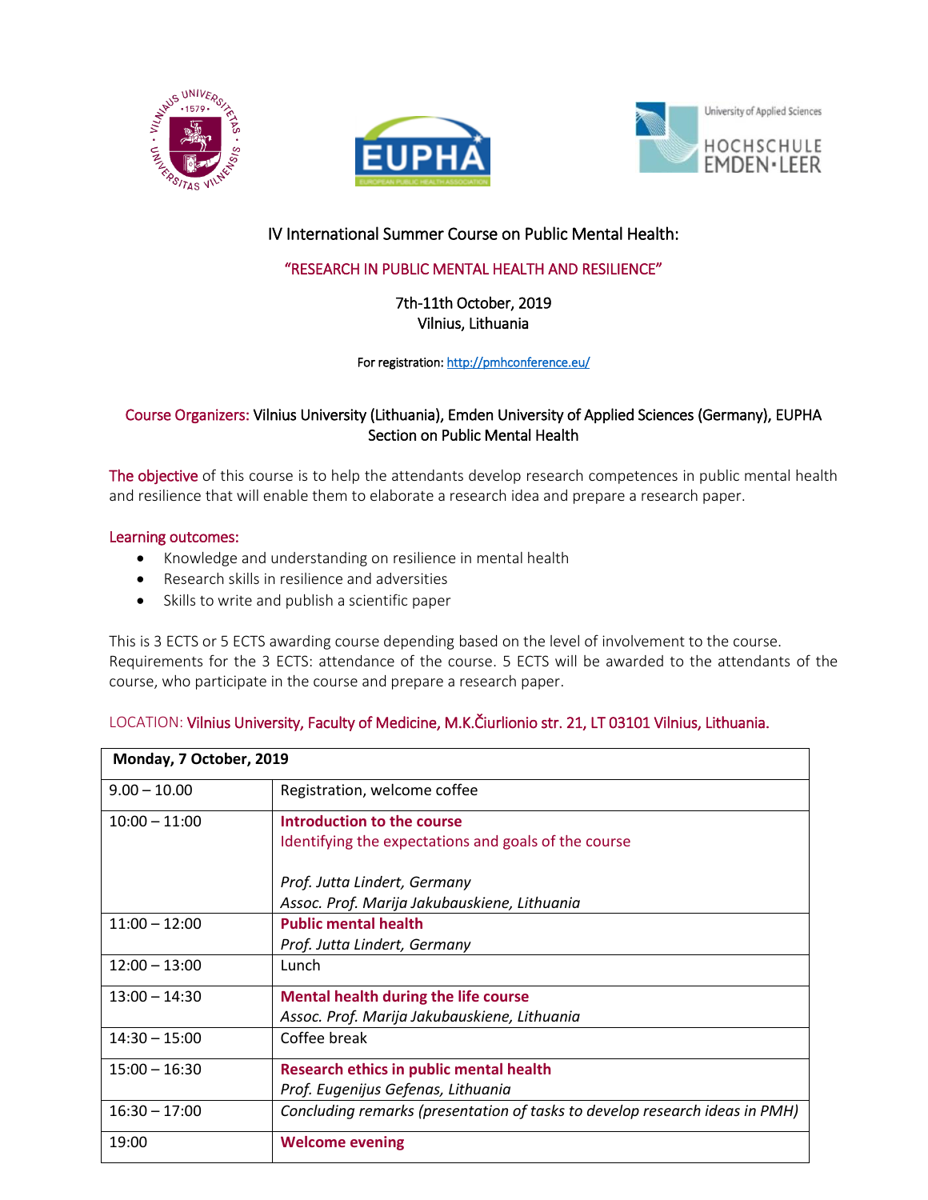# IV International Summer Course on Public Mental Health:

## "RESEARCH IN PUBLIC MENTAL HEALTH AND RESILIENCE"

7th-11th October, 2019
Vilnius, Lithuania

For registration: http://pmhconference.eu/

**Course Organizers:** Vilnius University (Lithuania), Emden University of Applied Sciences (Germany), EUPHA Section on Public Mental Health

**The objective** of this course is to help the attendants develop research competences in public mental health and resilience that will enable them to elaborate a research idea and prepare a research paper.

**Learning outcomes:**

- Knowledge and understanding on resilience in mental health
- Research skills in resilience and adversities
- Skills to write and publish a scientific paper

This is 3 ECTS or 5 ECTS awarding course depending based on the level of involvement to the course. Requirements for the 3 ECTS: attendance of the course. 5 ECTS will be awarded to the attendants of the course, who participate in the course and prepare a research paper.

LOCATION: Vilnius University, Faculty of Medicine, M.K.Čiurlionio str. 21, LT 03101 Vilnius, Lithuania.

| **Monday, 7 October, 2019** | |
|---|---|
| 9.00 – 10.00 | Registration, welcome coffee |
| 10:00 – 11:00 | **Introduction to the course**<br>Identifying the expectations and goals of the course<br><br>*Prof. Jutta Lindert, Germany*<br>*Assoc. Prof. Marija Jakubauskiene, Lithuania* |
| 11:00 – 12:00 | **Public mental health**<br>*Prof. Jutta Lindert, Germany* |
| 12:00 – 13:00 | Lunch |
| 13:00 – 14:30 | **Mental health during the life course**<br>*Assoc. Prof. Marija Jakubauskiene, Lithuania* |
| 14:30 – 15:00 | Coffee break |
| 15:00 – 16:30 | **Research ethics in public mental health**<br>*Prof. Eugenijus Gefenas, Lithuania* |
| 16:30 – 17:00 | *Concluding remarks (presentation of tasks to develop research ideas in PMH)* |
| 19:00 | **Welcome evening** |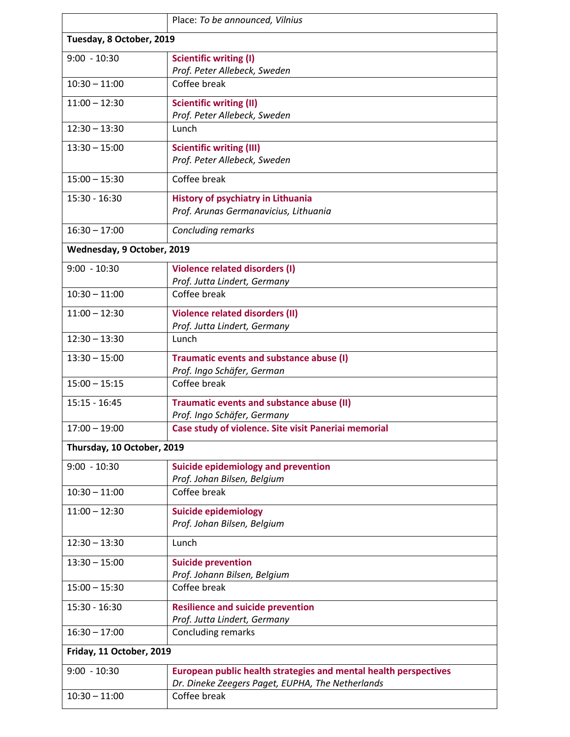| | Place: *To be announced, Vilnius* |
|---|---|
| **Tuesday, 8 October, 2019** | |
| 9:00 - 10:30 | **Scientific writing (I)**<br>*Prof. Peter Allebeck, Sweden* |
| 10:30 – 11:00 | Coffee break |
| 11:00 – 12:30 | **Scientific writing (II)**<br>*Prof. Peter Allebeck, Sweden* |
| 12:30 – 13:30 | Lunch |
| 13:30 – 15:00 | **Scientific writing (III)**<br>*Prof. Peter Allebeck, Sweden* |
| 15:00 – 15:30 | Coffee break |
| 15:30 - 16:30 | **History of psychiatry in Lithuania**<br>*Prof. Arunas Germanavicius, Lithuania* |
| 16:30 – 17:00 | *Concluding remarks* |
| **Wednesday, 9 October, 2019** | |
| 9:00 - 10:30 | **Violence related disorders (I)**<br>*Prof. Jutta Lindert, Germany* |
| 10:30 – 11:00 | Coffee break |
| 11:00 – 12:30 | **Violence related disorders (II)**<br>*Prof. Jutta Lindert, Germany* |
| 12:30 – 13:30 | Lunch |
| 13:30 – 15:00 | **Traumatic events and substance abuse (I)**<br>*Prof. Ingo Schäfer, German* |
| 15:00 – 15:15 | Coffee break |
| 15:15 - 16:45 | **Traumatic events and substance abuse (II)**<br>*Prof. Ingo Schäfer, Germany* |
| 17:00 – 19:00 | **Case study of violence. Site visit Paneriai memorial** |
| **Thursday, 10 October, 2019** | |
| 9:00 - 10:30 | **Suicide epidemiology and prevention**<br>*Prof. Johan Bilsen, Belgium* |
| 10:30 – 11:00 | Coffee break |
| 11:00 – 12:30 | **Suicide epidemiology**<br>*Prof. Johan Bilsen, Belgium* |
| 12:30 – 13:30 | Lunch |
| 13:30 – 15:00 | **Suicide prevention**<br>*Prof. Johann Bilsen, Belgium* |
| 15:00 – 15:30 | Coffee break |
| 15:30 - 16:30 | **Resilience and suicide prevention**<br>*Prof. Jutta Lindert, Germany* |
| 16:30 – 17:00 | Concluding remarks |
| **Friday, 11 October, 2019** | |
| 9:00 - 10:30 | **European public health strategies and mental health perspectives**<br>*Dr. Dineke Zeegers Paget, EUPHA, The Netherlands* |
| 10:30 – 11:00 | Coffee break |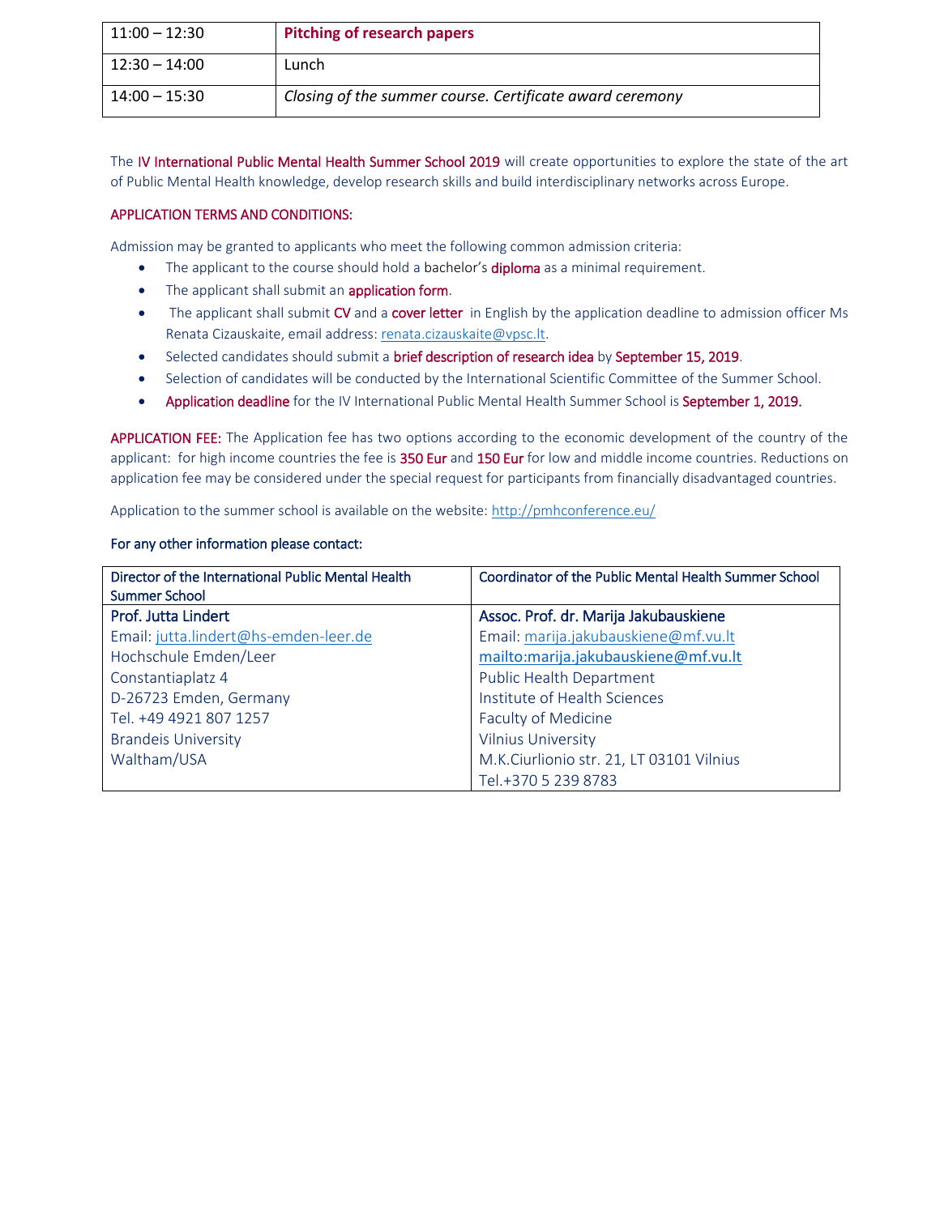| | |
|---|---|
| 11:00 – 12:30 | **Pitching of research papers** |
| 12:30 – 14:00 | Lunch |
| 14:00 – 15:30 | *Closing of the summer course. Certificate award ceremony* |

The IV International Public Mental Health Summer School 2019 will create opportunities to explore the state of the art of Public Mental Health knowledge, develop research skills and build interdisciplinary networks across Europe.

APPLICATION TERMS AND CONDITIONS:

Admission may be granted to applicants who meet the following common admission criteria:

- The applicant to the course should hold a bachelor's diploma as a minimal requirement.
- The applicant shall submit an application form.
- The applicant shall submit CV and a cover letter in English by the application deadline to admission officer Ms Renata Cizauskaite, email address: renata.cizauskaite@vpsc.lt.
- Selected candidates should submit a brief description of research idea by September 15, 2019.
- Selection of candidates will be conducted by the International Scientific Committee of the Summer School.
- Application deadline for the IV International Public Mental Health Summer School is September 1, 2019.

APPLICATION FEE: The Application fee has two options according to the economic development of the country of the applicant: for high income countries the fee is 350 Eur and 150 Eur for low and middle income countries. Reductions on application fee may be considered under the special request for participants from financially disadvantaged countries.

Application to the summer school is available on the website: http://pmhconference.eu/

For any other information please contact:

| Director of the International Public Mental Health Summer School | Coordinator of the Public Mental Health Summer School |
|---|---|
| Prof. Jutta Lindert<br>Email: jutta.lindert@hs-emden-leer.de<br>Hochschule Emden/Leer<br>Constantiaplatz 4<br>D-26723 Emden, Germany<br>Tel. +49 4921 807 1257<br>Brandeis University<br>Waltham/USA | Assoc. Prof. dr. Marija Jakubauskiene<br>Email: marija.jakubauskiene@mf.vu.lt<br>mailto:marija.jakubauskiene@mf.vu.lt<br>Public Health Department<br>Institute of Health Sciences<br>Faculty of Medicine<br>Vilnius University<br>M.K.Ciurlionio str. 21, LT 03101 Vilnius<br>Tel.+370 5 239 8783 |